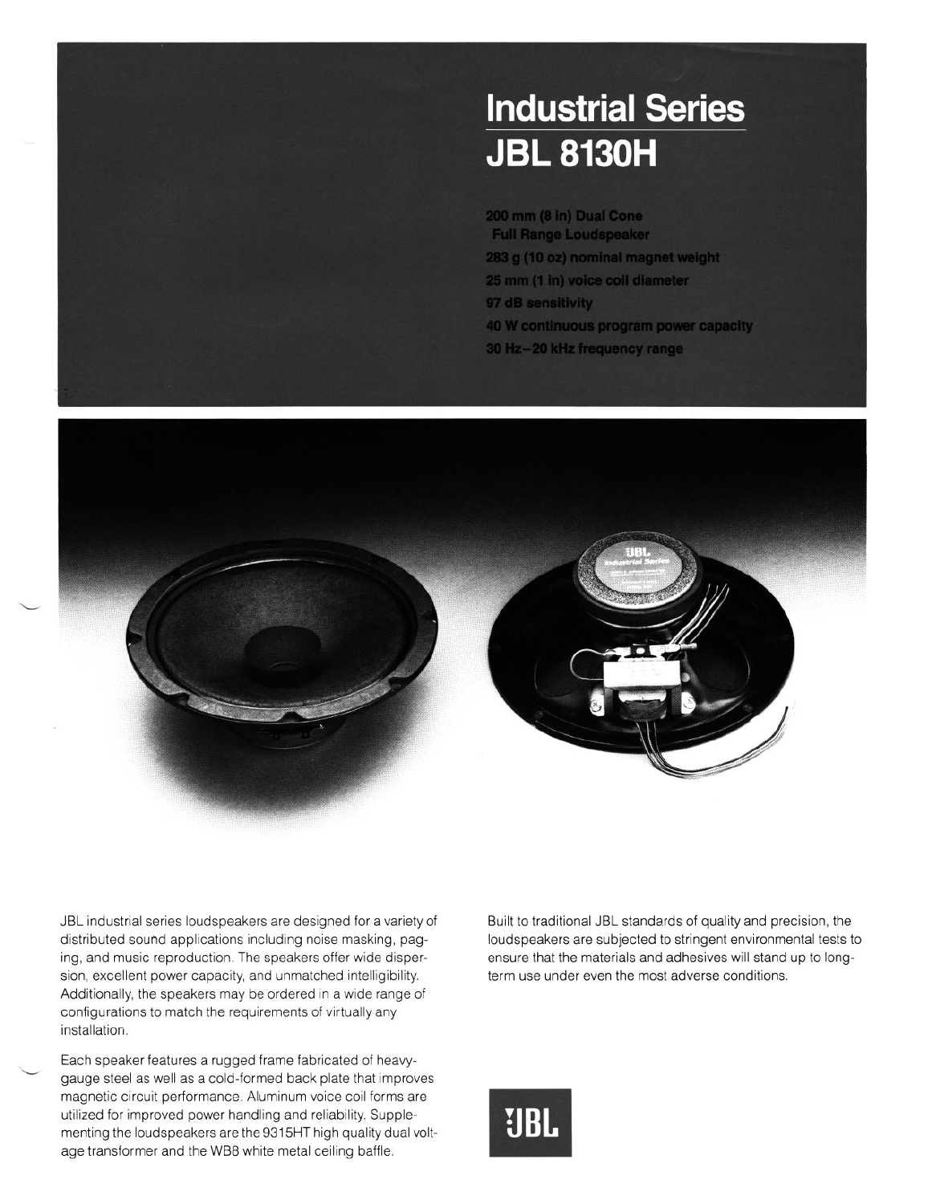# Industrial Series
# JBL 8130H

**200 mm (8 in) Dual Cone Full Range Loudspeaker**

**283 g (10 oz) nominal magnet weight**

**25 mm (1 in) voice coil diameter**

**97 dB sensitivity**

**40 W continuous program power capacity**

**30 Hz–20 kHz frequency range**

JBL industrial series loudspeakers are designed for a variety of distributed sound applications including noise masking, paging, and music reproduction. The speakers offer wide dispersion, excellent power capacity, and unmatched intelligibility. Additionally, the speakers may be ordered in a wide range of configurations to match the requirements of virtually any installation.

Each speaker features a rugged frame fabricated of heavy-gauge steel as well as a cold-formed back plate that improves magnetic circuit performance. Aluminum voice coil forms are utilized for improved power handling and reliability. Supplementing the loudspeakers are the 9315HT high quality dual voltage transformer and the WB8 white metal ceiling baffle.

Built to traditional JBL standards of quality and precision, the loudspeakers are subjected to stringent environmental tests to ensure that the materials and adhesives will stand up to long-term use under even the most adverse conditions.

JBL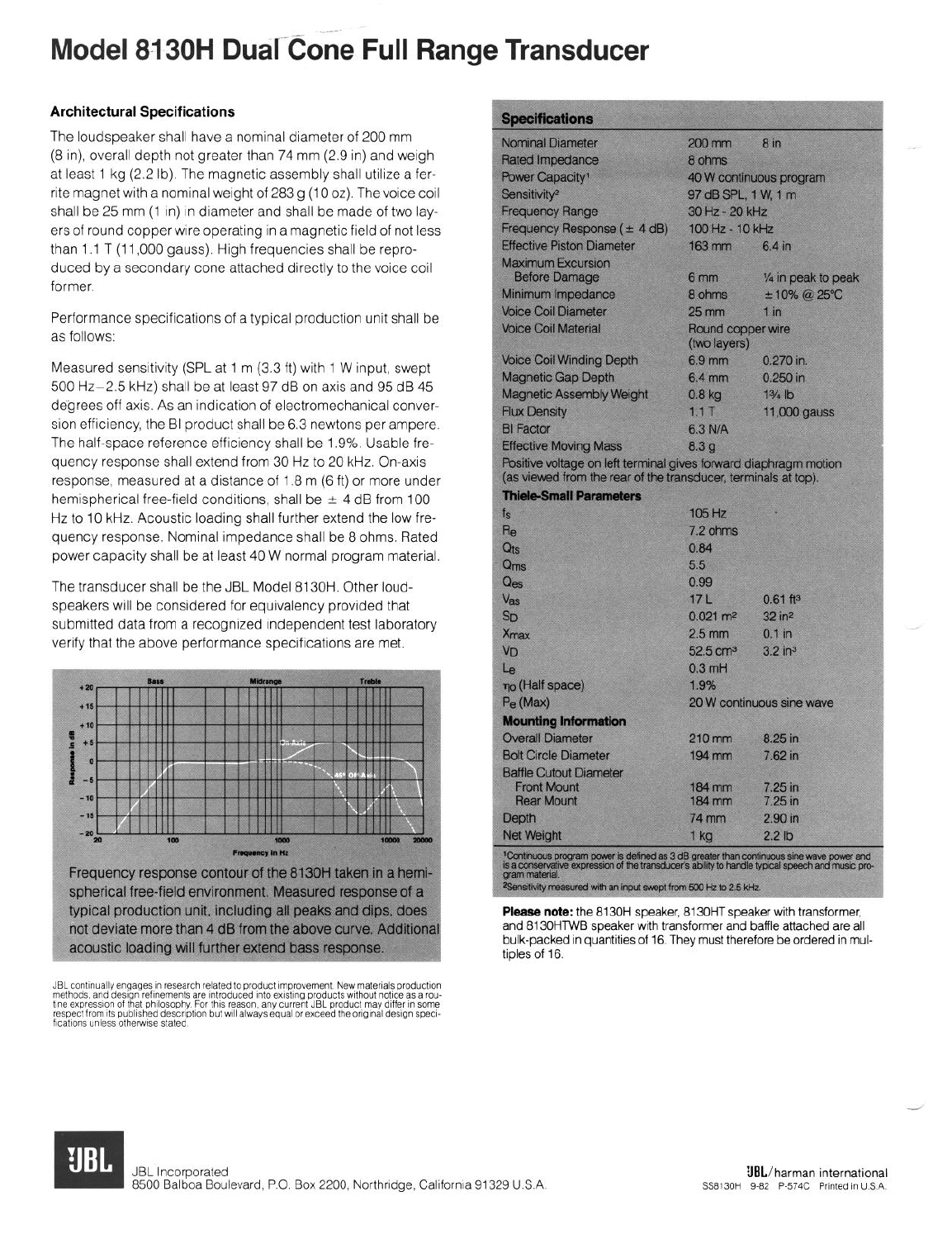# Model 8130H Dual Cone Full Range Transducer

### Architectural Specifications

The loudspeaker shall have a nominal diameter of 200 mm (8 in), overall depth not greater than 74 mm (2.9 in) and weigh at least 1 kg (2.2 lb). The magnetic assembly shall utilize a ferrite magnet with a nominal weight of 283 g (10 oz). The voice coil shall be 25 mm (1 in) in diameter and shall be made of two layers of round copper wire operating in a magnetic field of not less than 1.1 T (11,000 gauss). High frequencies shall be reproduced by a secondary cone attached directly to the voice coil former.

Performance specifications of a typical production unit shall be as follows:

Measured sensitivity (SPL at 1 m (3.3 ft) with 1 W input, swept 500 Hz–2.5 kHz) shall be at least 97 dB on axis and 95 dB 45 degrees off axis. As an indication of electromechanical conversion efficiency, the Bl product shall be 6.3 newtons per ampere. The half-space reference efficiency shall be 1.9%. Usable frequency response shall extend from 30 Hz to 20 kHz. On-axis response, measured at a distance of 1.8 m (6 ft) or more under hemispherical free-field conditions, shall be ± 4 dB from 100 Hz to 10 kHz. Acoustic loading shall further extend the low frequency response. Nominal impedance shall be 8 ohms. Rated power capacity shall be at least 40 W normal program material.

The transducer shall be the JBL Model 8130H. Other loudspeakers will be considered for equivalency provided that submitted data from a recognized independent test laboratory verify that the above performance specifications are met.

Bass
Midrange
Treble
+20
+15
+10
+5
0
-5
-10
-15
-20
Response in dB
On Axis
45° Off Axis
20
100
1000
10000
20000
Frequency in Hz

Frequency response contour of the 8130H taken in a hemispherical free-field environment. Measured response of a typical production unit, including all peaks and dips, does not deviate more than 4 dB from the above curve. Additional acoustic loading will further extend bass response.

JBL continually engages in research related to product improvement. New materials production methods, and design refinements are introduced into existing products without notice as a routine expression of that philosophy. For this reason, any current JBL product may differ in some respect from its published description but will always equal or exceed the original design specifications unless otherwise stated.

### Specifications

| | | |
|---|---|---|
| Nominal Diameter | 200 mm | 8 in |
| Rated Impedance | 8 ohms | |
| Power Capacity[1] | 40 W continuous program | |
| Sensitivity[2] | 97 dB SPL, 1 W, 1 m | |
| Frequency Range | 30 Hz - 20 kHz | |
| Frequency Response (± 4 dB) | 100 Hz - 10 kHz | |
| Effective Piston Diameter | 163 mm | 6.4 in |
| Maximum Excursion Before Damage | 6 mm | ¼ in peak to peak |
| Minimum Impedance | 8 ohms | ±10% @ 25°C |
| Voice Coil Diameter | 25 mm | 1 in |
| Voice Coil Material | Round copper wire (two layers) | |
| Voice Coil Winding Depth | 6.9 mm | 0.270 in. |
| Magnetic Gap Depth | 6.4 mm | 0.250 in |
| Magnetic Assembly Weight | 0.8 kg | 1¾ lb |
| Flux Density | 1.1 T | 11,000 gauss |
| Bl Factor | 6.3 N/A | |
| Effective Moving Mass | 8.3 g | |

Positive voltage on left terminal gives forward diaphragm motion (as viewed from the rear of the transducer, terminals at top).

### Thiele-Small Parameters

| | | |
|---|---|---|
| $f_s$ | 105 Hz | |
| $R_e$ | 7.2 ohms | |
| $Q_{ts}$ | 0.84 | |
| $Q_{ms}$ | 5.5 | |
| $Q_{es}$ | 0.99 | |
| $V_{as}$ | 17 L | 0.61 ft³ |
| $S_D$ | 0.021 m² | 32 in² |
| $X_{max}$ | 2.5 mm | 0.1 in |
| $V_D$ | 52.5 cm³ | 3.2 in³ |
| $L_e$ | 0.3 mH | |
| $\eta_0$ (Half space) | 1.9% | |
| $P_e$ (Max) | 20 W continuous sine wave | |

### Mounting Information

| | | |
|---|---|---|
| Overall Diameter | 210 mm | 8.25 in |
| Bolt Circle Diameter | 194 mm | 7.62 in |
| Baffle Cutout Diameter | | |
| Front Mount | 184 mm | 7.25 in |
| Rear Mount | 184 mm | 7.25 in |
| Depth | 74 mm | 2.90 in |
| Net Weight | 1 kg | 2.2 lb |

[1]Continuous program power is defined as 3 dB greater than continuous sine wave power and is a conservative expression of the transducer's ability to handle typical speech and music program material.
[2]Sensitivity measured with an input swept from 500 Hz to 2.5 kHz.

**Please note:** the 8130H speaker, 8130HT speaker with transformer, and 8130HTWB speaker with transformer and baffle attached are all bulk-packed in quantities of 16. They must therefore be ordered in multiples of 16.

JBL Incorporated
8500 Balboa Boulevard, P.O. Box 2200, Northridge, California 91329 U.S.A.

JBL/harman international
SS8130H 9-82 P-574C Printed in U.S.A.